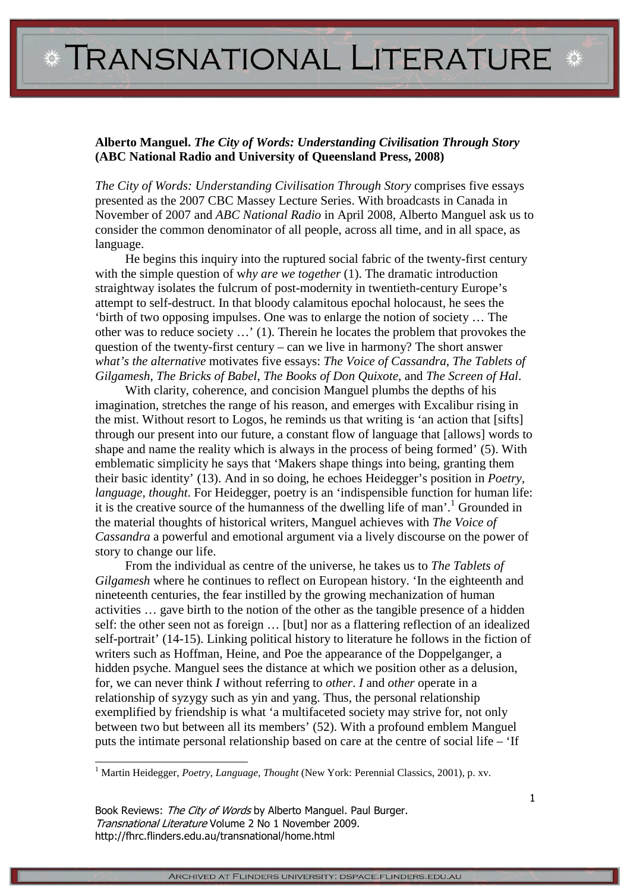**Alberto Manguel. *The City of Words: Understanding Civilisation Through Story* (ABC National Radio and University of Queensland Press, 2008)**

*The City of Words: Understanding Civilisation Through Story* comprises five essays presented as the 2007 CBC Massey Lecture Series. With broadcasts in Canada in November of 2007 and *ABC National Radio* in April 2008, Alberto Manguel ask us to consider the common denominator of all people, across all time, and in all space, as language.

He begins this inquiry into the ruptured social fabric of the twenty-first century with the simple question of w*hy are we together* (1). The dramatic introduction straightway isolates the fulcrum of post-modernity in twentieth-century Europe's attempt to self-destruct. In that bloody calamitous epochal holocaust, he sees the 'birth of two opposing impulses. One was to enlarge the notion of society … The other was to reduce society …' (1). Therein he locates the problem that provokes the question of the twenty-first century – can we live in harmony? The short answer *what's the alternative* motivates five essays: *The Voice of Cassandra*, *The Tablets of Gilgamesh, The Bricks of Babel*, *The Books of Don Quixote*, and *The Screen of Hal*.

With clarity, coherence, and concision Manguel plumbs the depths of his imagination, stretches the range of his reason, and emerges with Excalibur rising in the mist. Without resort to Logos, he reminds us that writing is 'an action that [sifts] through our present into our future, a constant flow of language that [allows] words to shape and name the reality which is always in the process of being formed' (5). With emblematic simplicity he says that 'Makers shape things into being, granting them their basic identity' (13). And in so doing, he echoes Heidegger's position in *Poetry, language, thought*. For Heidegger, poetry is an 'indispensible function for human life: it is the creative source of the humanness of the dwelling life of man'.[1] Grounded in the material thoughts of historical writers, Manguel achieves with *The Voice of Cassandra* a powerful and emotional argument via a lively discourse on the power of story to change our life.

From the individual as centre of the universe, he takes us to *The Tablets of Gilgamesh* where he continues to reflect on European history. 'In the eighteenth and nineteenth centuries, the fear instilled by the growing mechanization of human activities … gave birth to the notion of the other as the tangible presence of a hidden self: the other seen not as foreign … [but] nor as a flattering reflection of an idealized self-portrait' (14-15). Linking political history to literature he follows in the fiction of writers such as Hoffman, Heine, and Poe the appearance of the Doppelganger, a hidden psyche. Manguel sees the distance at which we position other as a delusion, for, we can never think *I* without referring to *other*. *I* and *other* operate in a relationship of syzygy such as yin and yang. Thus, the personal relationship exemplified by friendship is what 'a multifaceted society may strive for, not only between two but between all its members' (52). With a profound emblem Manguel puts the intimate personal relationship based on care at the centre of social life – 'If

[1] Martin Heidegger, *Poetry, Language, Thought* (New York: Perennial Classics, 2001), p. xv.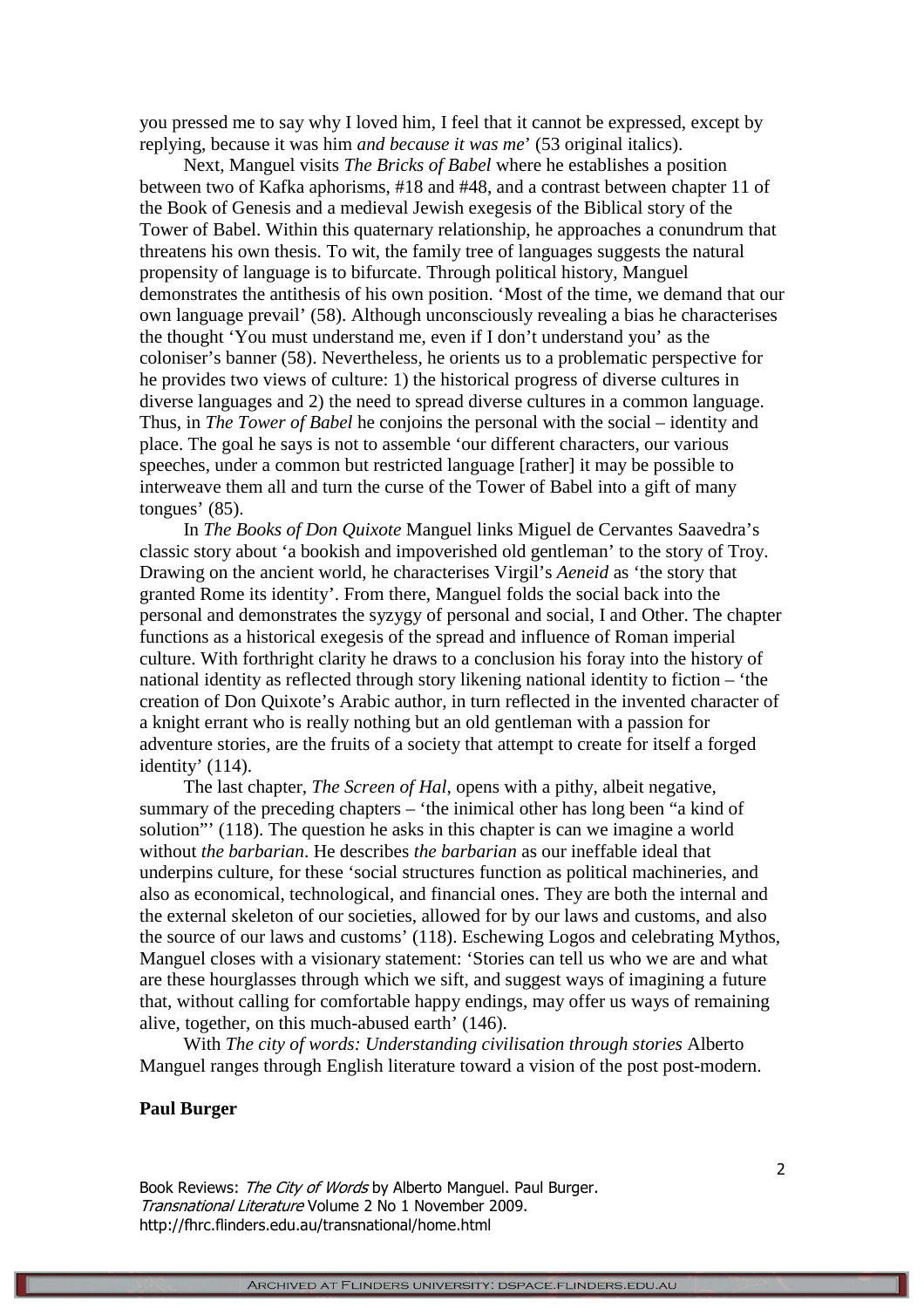you pressed me to say why I loved him, I feel that it cannot be expressed, except by replying, because it was him *and because it was me*' (53 original italics).

Next, Manguel visits *The Bricks of Babel* where he establishes a position between two of Kafka aphorisms, #18 and #48, and a contrast between chapter 11 of the Book of Genesis and a medieval Jewish exegesis of the Biblical story of the Tower of Babel. Within this quaternary relationship, he approaches a conundrum that threatens his own thesis. To wit, the family tree of languages suggests the natural propensity of language is to bifurcate. Through political history, Manguel demonstrates the antithesis of his own position. 'Most of the time, we demand that our own language prevail' (58). Although unconsciously revealing a bias he characterises the thought 'You must understand me, even if I don't understand you' as the coloniser's banner (58). Nevertheless, he orients us to a problematic perspective for he provides two views of culture: 1) the historical progress of diverse cultures in diverse languages and 2) the need to spread diverse cultures in a common language. Thus, in *The Tower of Babel* he conjoins the personal with the social – identity and place. The goal he says is not to assemble 'our different characters, our various speeches, under a common but restricted language [rather] it may be possible to interweave them all and turn the curse of the Tower of Babel into a gift of many tongues' (85).

In *The Books of Don Quixote* Manguel links Miguel de Cervantes Saavedra's classic story about 'a bookish and impoverished old gentleman' to the story of Troy. Drawing on the ancient world, he characterises Virgil's *Aeneid* as 'the story that granted Rome its identity'. From there, Manguel folds the social back into the personal and demonstrates the syzygy of personal and social, I and Other. The chapter functions as a historical exegesis of the spread and influence of Roman imperial culture. With forthright clarity he draws to a conclusion his foray into the history of national identity as reflected through story likening national identity to fiction – 'the creation of Don Quixote's Arabic author, in turn reflected in the invented character of a knight errant who is really nothing but an old gentleman with a passion for adventure stories, are the fruits of a society that attempt to create for itself a forged identity' (114).

The last chapter, *The Screen of Hal*, opens with a pithy, albeit negative, summary of the preceding chapters – 'the inimical other has long been "a kind of solution"' (118). The question he asks in this chapter is can we imagine a world without *the barbarian*. He describes *the barbarian* as our ineffable ideal that underpins culture, for these 'social structures function as political machineries, and also as economical, technological, and financial ones. They are both the internal and the external skeleton of our societies, allowed for by our laws and customs, and also the source of our laws and customs' (118). Eschewing Logos and celebrating Mythos, Manguel closes with a visionary statement: 'Stories can tell us who we are and what are these hourglasses through which we sift, and suggest ways of imagining a future that, without calling for comfortable happy endings, may offer us ways of remaining alive, together, on this much-abused earth' (146).

With *The city of words: Understanding civilisation through stories* Alberto Manguel ranges through English literature toward a vision of the post post-modern.

**Paul Burger**